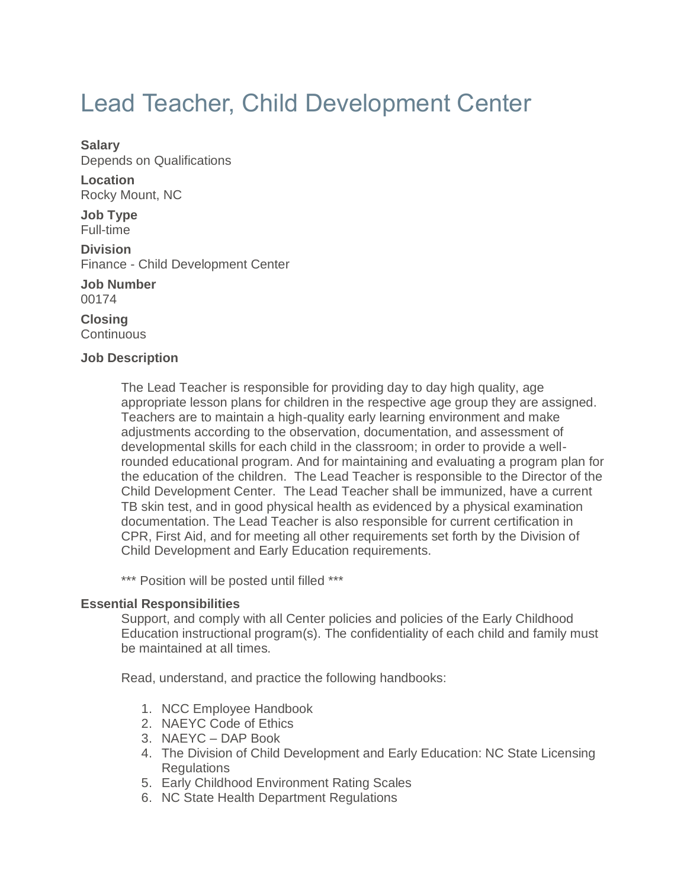# Lead Teacher, Child Development Center

**Salary**
Depends on Qualifications

**Location**
Rocky Mount, NC

**Job Type**
Full-time

**Division**
Finance - Child Development Center

**Job Number**
00174

**Closing**
Continuous

**Job Description**

The Lead Teacher is responsible for providing day to day high quality, age appropriate lesson plans for children in the respective age group they are assigned. Teachers are to maintain a high-quality early learning environment and make adjustments according to the observation, documentation, and assessment of developmental skills for each child in the classroom; in order to provide a well-rounded educational program. And for maintaining and evaluating a program plan for the education of the children. The Lead Teacher is responsible to the Director of the Child Development Center. The Lead Teacher shall be immunized, have a current TB skin test, and in good physical health as evidenced by a physical examination documentation. The Lead Teacher is also responsible for current certification in CPR, First Aid, and for meeting all other requirements set forth by the Division of Child Development and Early Education requirements.

*** Position will be posted until filled ***

**Essential Responsibilities**

Support, and comply with all Center policies and policies of the Early Childhood Education instructional program(s). The confidentiality of each child and family must be maintained at all times.

Read, understand, and practice the following handbooks:

1. NCC Employee Handbook
2. NAEYC Code of Ethics
3. NAEYC – DAP Book
4. The Division of Child Development and Early Education: NC State Licensing Regulations
5. Early Childhood Environment Rating Scales
6. NC State Health Department Regulations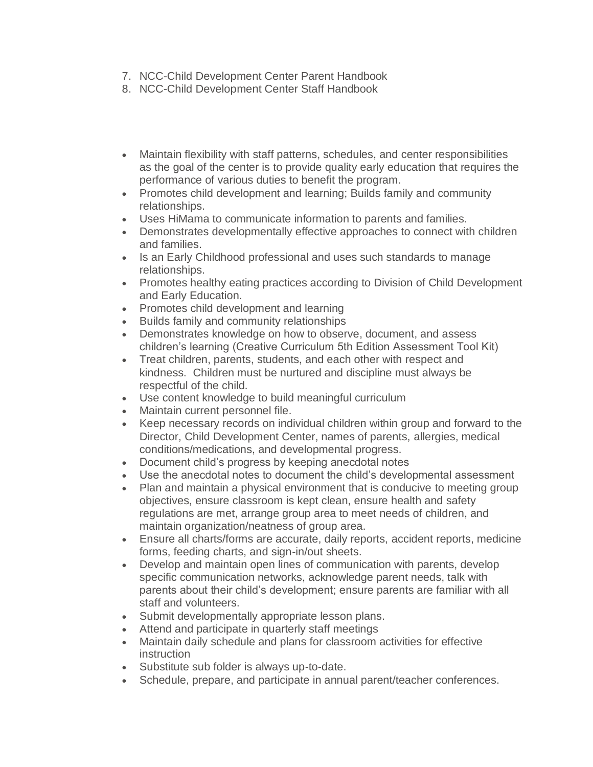7. NCC-Child Development Center Parent Handbook
8. NCC-Child Development Center Staff Handbook

- Maintain flexibility with staff patterns, schedules, and center responsibilities as the goal of the center is to provide quality early education that requires the performance of various duties to benefit the program.
- Promotes child development and learning; Builds family and community relationships.
- Uses HiMama to communicate information to parents and families.
- Demonstrates developmentally effective approaches to connect with children and families.
- Is an Early Childhood professional and uses such standards to manage relationships.
- Promotes healthy eating practices according to Division of Child Development and Early Education.
- Promotes child development and learning
- Builds family and community relationships
- Demonstrates knowledge on how to observe, document, and assess children's learning (Creative Curriculum 5th Edition Assessment Tool Kit)
- Treat children, parents, students, and each other with respect and kindness. Children must be nurtured and discipline must always be respectful of the child.
- Use content knowledge to build meaningful curriculum
- Maintain current personnel file.
- Keep necessary records on individual children within group and forward to the Director, Child Development Center, names of parents, allergies, medical conditions/medications, and developmental progress.
- Document child's progress by keeping anecdotal notes
- Use the anecdotal notes to document the child's developmental assessment
- Plan and maintain a physical environment that is conducive to meeting group objectives, ensure classroom is kept clean, ensure health and safety regulations are met, arrange group area to meet needs of children, and maintain organization/neatness of group area.
- Ensure all charts/forms are accurate, daily reports, accident reports, medicine forms, feeding charts, and sign-in/out sheets.
- Develop and maintain open lines of communication with parents, develop specific communication networks, acknowledge parent needs, talk with parents about their child's development; ensure parents are familiar with all staff and volunteers.
- Submit developmentally appropriate lesson plans.
- Attend and participate in quarterly staff meetings
- Maintain daily schedule and plans for classroom activities for effective instruction
- Substitute sub folder is always up-to-date.
- Schedule, prepare, and participate in annual parent/teacher conferences.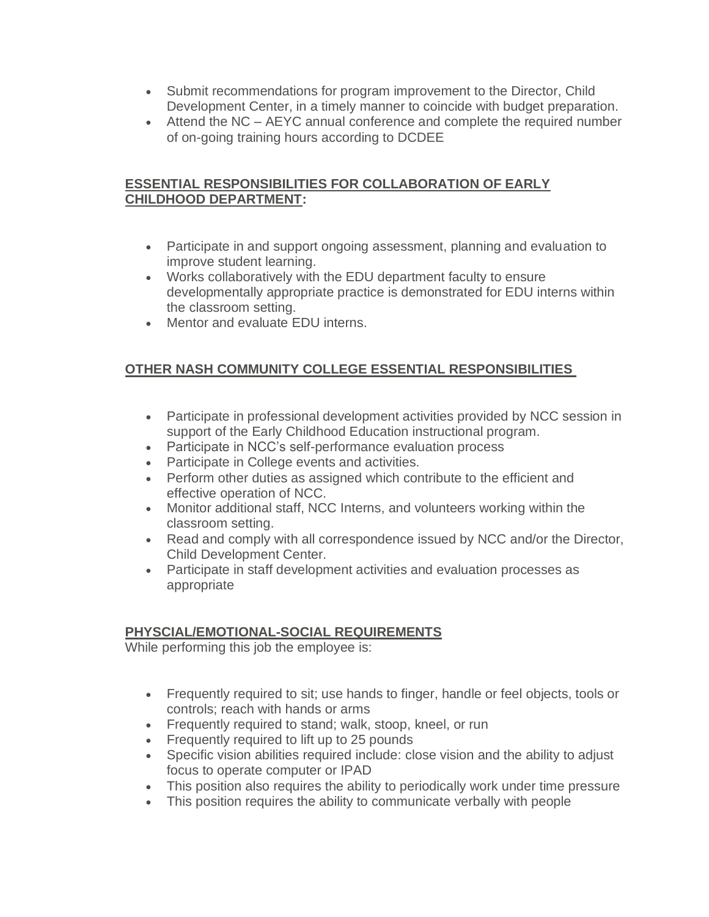- Submit recommendations for program improvement to the Director, Child Development Center, in a timely manner to coincide with budget preparation.
- Attend the NC – AEYC annual conference and complete the required number of on-going training hours according to DCDEE

## ESSENTIAL RESPONSIBILITIES FOR COLLABORATION OF EARLY CHILDHOOD DEPARTMENT:

- Participate in and support ongoing assessment, planning and evaluation to improve student learning.
- Works collaboratively with the EDU department faculty to ensure developmentally appropriate practice is demonstrated for EDU interns within the classroom setting.
- Mentor and evaluate EDU interns.

## OTHER NASH COMMUNITY COLLEGE ESSENTIAL RESPONSIBILITIES

- Participate in professional development activities provided by NCC session in support of the Early Childhood Education instructional program.
- Participate in NCC's self-performance evaluation process
- Participate in College events and activities.
- Perform other duties as assigned which contribute to the efficient and effective operation of NCC.
- Monitor additional staff, NCC Interns, and volunteers working within the classroom setting.
- Read and comply with all correspondence issued by NCC and/or the Director, Child Development Center.
- Participate in staff development activities and evaluation processes as appropriate

## PHYSCIAL/EMOTIONAL-SOCIAL REQUIREMENTS

While performing this job the employee is:

- Frequently required to sit; use hands to finger, handle or feel objects, tools or controls; reach with hands or arms
- Frequently required to stand; walk, stoop, kneel, or run
- Frequently required to lift up to 25 pounds
- Specific vision abilities required include: close vision and the ability to adjust focus to operate computer or IPAD
- This position also requires the ability to periodically work under time pressure
- This position requires the ability to communicate verbally with people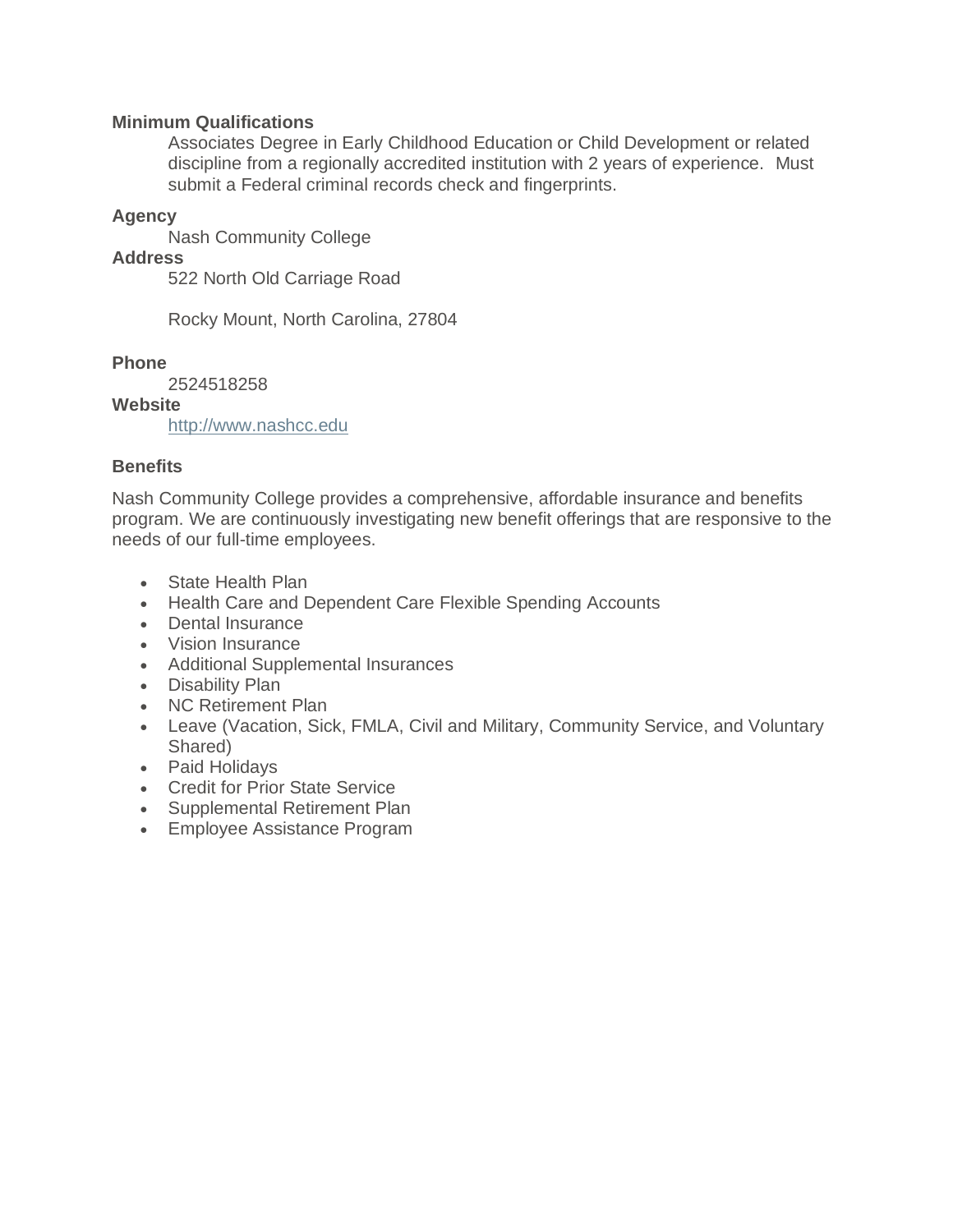**Minimum Qualifications**

Associates Degree in Early Childhood Education or Child Development or related discipline from a regionally accredited institution with 2 years of experience. Must submit a Federal criminal records check and fingerprints.

**Agency**

Nash Community College

**Address**

522 North Old Carriage Road

Rocky Mount, North Carolina, 27804

**Phone**

2524518258

**Website**

http://www.nashcc.edu

**Benefits**

Nash Community College provides a comprehensive, affordable insurance and benefits program. We are continuously investigating new benefit offerings that are responsive to the needs of our full-time employees.

- State Health Plan
- Health Care and Dependent Care Flexible Spending Accounts
- Dental Insurance
- Vision Insurance
- Additional Supplemental Insurances
- Disability Plan
- NC Retirement Plan
- Leave (Vacation, Sick, FMLA, Civil and Military, Community Service, and Voluntary Shared)
- Paid Holidays
- Credit for Prior State Service
- Supplemental Retirement Plan
- Employee Assistance Program